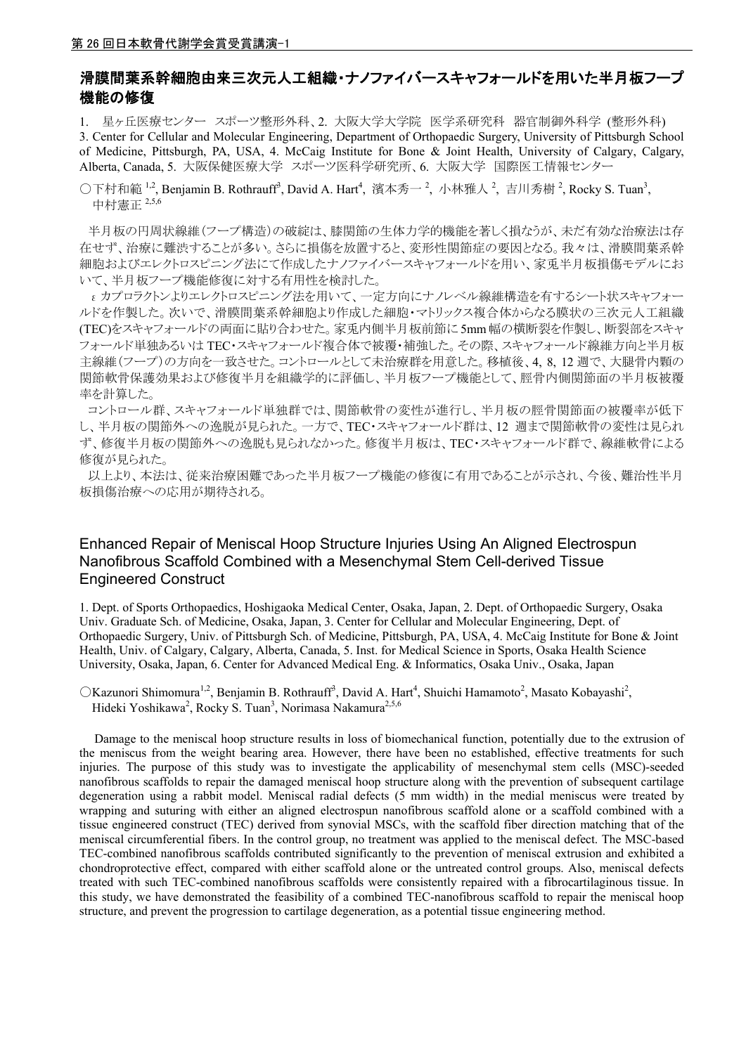第 26 回日本軟骨代謝学会賞受賞講演-1

# 滑膜間葉系幹細胞由来三次元人工組織・ナノファイバースキャフォールドを用いた半月板フープ機能の修復

1. 星ヶ丘医療センター スポーツ整形外科、2. 大阪大学大学院 医学系研究科 器官制御外科学 (整形外科)
3. Center for Cellular and Molecular Engineering, Department of Orthopaedic Surgery, University of Pittsburgh School of Medicine, Pittsburgh, PA, USA, 4. McCaig Institute for Bone & Joint Health, University of Calgary, Calgary, Alberta, Canada, 5. 大阪保健医療大学 スポーツ医科学研究所、6. 大阪大学 国際医工情報センター

○下村和範[1,2], Benjamin B. Rothrauff[3], David A. Hart[4], 濱本秀一[2], 小林雅人[2], 吉川秀樹[2], Rocky S. Tuan[3], 中村憲正[2,5,6]

半月板の円周状線維(フープ構造)の破綻は、膝関節の生体力学的機能を著しく損なうが、未だ有効な治療法は存在せず、治療に難渋することが多い。さらに損傷を放置すると、変形性関節症の要因となる。我々は、滑膜間葉系幹細胞およびエレクトロスピニング法にて作成したナノファイバースキャフォールドを用い、家兎半月板損傷モデルにおいて、半月板フープ機能修復に対する有用性を検討した。

ε カプロラクトンよりエレクトロスピニング法を用いて、一定方向にナノレベル線維構造を有するシート状スキャフォールドを作製した。次いで、滑膜間葉系幹細胞より作成した細胞・マトリックス複合体からなる膜状の三次元人工組織(TEC)をスキャフォールドの両面に貼り合わせた。家兎内側半月板前節に 5mm 幅の横断裂を作製し、断裂部をスキャフォールド単独あるいは TEC・スキャフォールド複合体で被覆・補強した。その際、スキャフォールド線維方向と半月板主線維(フープ)の方向を一致させた。コントロールとして未治療群を用意した。移植後、4, 8, 12 週で、大腿骨内顆の関節軟骨保護効果および修復半月を組織学的に評価し、半月板フープ機能として、脛骨内側関節面の半月板被覆率を計算した。

コントロール群、スキャフォールド単独群では、関節軟骨の変性が進行し、半月板の脛骨関節面の被覆率が低下し、半月板の関節外への逸脱が見られた。一方で、TEC・スキャフォールド群は、12 週まで関節軟骨の変性は見られず、修復半月板の関節外への逸脱も見られなかった。修復半月板は、TEC・スキャフォールド群で、線維軟骨による修復が見られた。

以上より、本法は、従来治療困難であった半月板フープ機能の修復に有用であることが示され、今後、難治性半月板損傷治療への応用が期待される。

# Enhanced Repair of Meniscal Hoop Structure Injuries Using An Aligned Electrospun Nanofibrous Scaffold Combined with a Mesenchymal Stem Cell-derived Tissue Engineered Construct

1. Dept. of Sports Orthopaedics, Hoshigaoka Medical Center, Osaka, Japan, 2. Dept. of Orthopaedic Surgery, Osaka Univ. Graduate Sch. of Medicine, Osaka, Japan, 3. Center for Cellular and Molecular Engineering, Dept. of Orthopaedic Surgery, Univ. of Pittsburgh Sch. of Medicine, Pittsburgh, PA, USA, 4. McCaig Institute for Bone & Joint Health, Univ. of Calgary, Calgary, Alberta, Canada, 5. Inst. for Medical Science in Sports, Osaka Health Science University, Osaka, Japan, 6. Center for Advanced Medical Eng. & Informatics, Osaka Univ., Osaka, Japan

○Kazunori Shimomura[1,2], Benjamin B. Rothrauff[3], David A. Hart[4], Shuichi Hamamoto[2], Masato Kobayashi[2], Hideki Yoshikawa[2], Rocky S. Tuan[3], Norimasa Nakamura[2,5,6]

Damage to the meniscal hoop structure results in loss of biomechanical function, potentially due to the extrusion of the meniscus from the weight bearing area. However, there have been no established, effective treatments for such injuries. The purpose of this study was to investigate the applicability of mesenchymal stem cells (MSC)-seeded nanofibrous scaffolds to repair the damaged meniscal hoop structure along with the prevention of subsequent cartilage degeneration using a rabbit model. Meniscal radial defects (5 mm width) in the medial meniscus were treated by wrapping and suturing with either an aligned electrospun nanofibrous scaffold alone or a scaffold combined with a tissue engineered construct (TEC) derived from synovial MSCs, with the scaffold fiber direction matching that of the meniscal circumferential fibers. In the control group, no treatment was applied to the meniscal defect. The MSC-based TEC-combined nanofibrous scaffolds contributed significantly to the prevention of meniscal extrusion and exhibited a chondroprotective effect, compared with either scaffold alone or the untreated control groups. Also, meniscal defects treated with such TEC-combined nanofibrous scaffolds were consistently repaired with a fibrocartilaginous tissue. In this study, we have demonstrated the feasibility of a combined TEC-nanofibrous scaffold to repair the meniscal hoop structure, and prevent the progression to cartilage degeneration, as a potential tissue engineering method.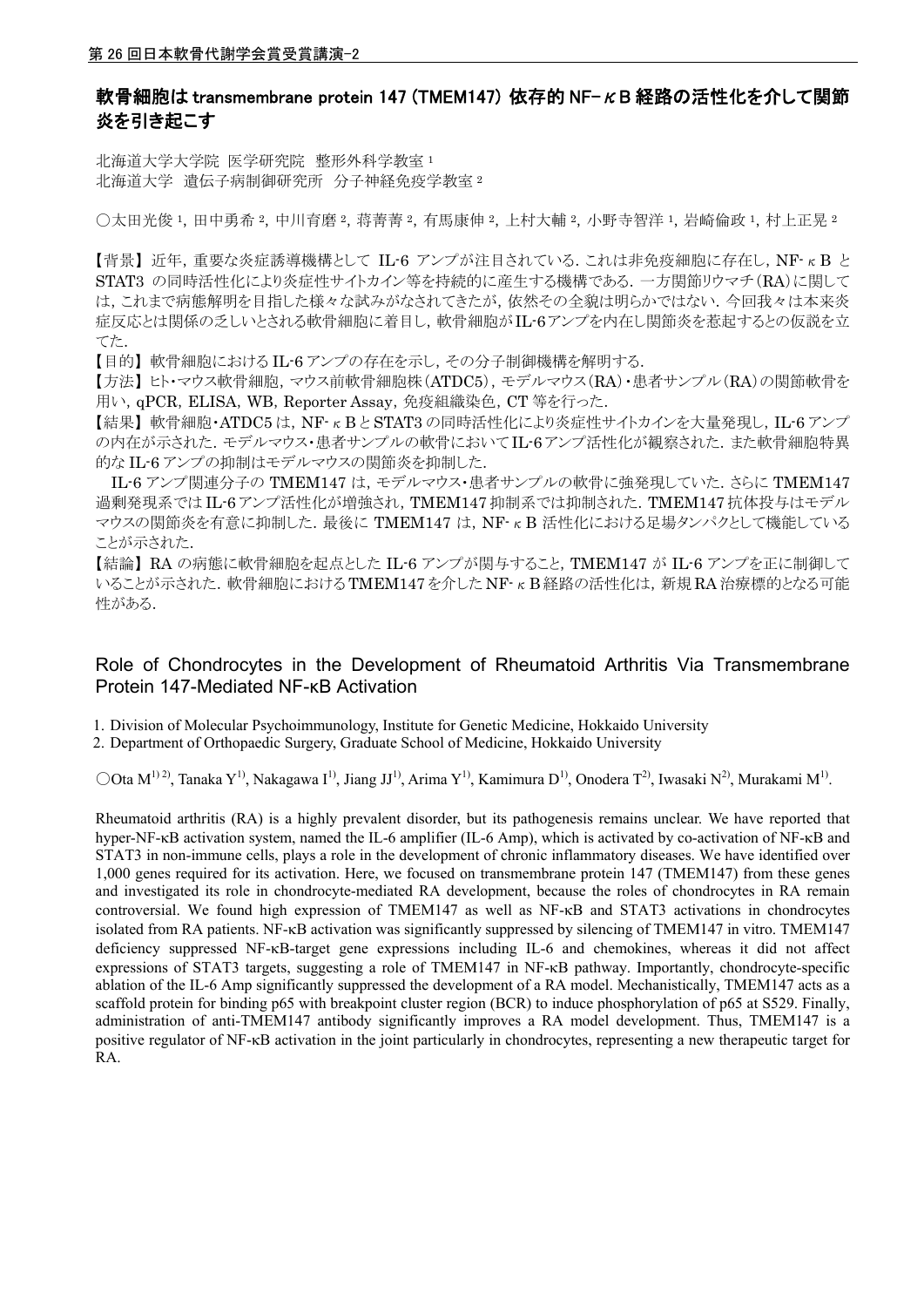第 26 回日本軟骨代謝学会賞受賞講演-2

## 軟骨細胞は transmembrane protein 147 (TMEM147) 依存的 NF-κB 経路の活性化を介して関節炎を引き起こす

北海道大学大学院 医学研究院 整形外科学教室 [1]
北海道大学 遺伝子病制御研究所 分子神経免疫学教室 [2]

○太田光俊 [1], 田中勇希 [2], 中川育磨 [2], 蒋菁菁 [2], 有馬康伸 [2], 上村大輔 [2], 小野寺智洋 [1], 岩崎倫政 [1], 村上正晃 [2]

【背景】近年，重要な炎症誘導機構として IL-6 アンプが注目されている．これは非免疫細胞に存在し，NF-κB と STAT3 の同時活性化により炎症性サイトカイン等を持続的に産生する機構である．一方関節リウマチ(RA)に関しては，これまで病態解明を目指した様々な試みがなされてきたが，依然その全貌は明らかではない．今回我々は本来炎症反応とは関係の乏しいとされる軟骨細胞に着目し，軟骨細胞が IL-6 アンプを内在し関節炎を惹起するとの仮説を立てた．

【目的】軟骨細胞における IL-6 アンプの存在を示し，その分子制御機構を解明する．

【方法】ヒト・マウス軟骨細胞，マウス前軟骨細胞株(ATDC5)，モデルマウス(RA)・患者サンプル(RA)の関節軟骨を用い，qPCR，ELISA，WB，Reporter Assay，免疫組織染色，CT 等を行った．

【結果】軟骨細胞・ATDC5 は，NF-κB と STAT3 の同時活性化により炎症性サイトカインを大量発現し，IL-6 アンプの内在が示された．モデルマウス・患者サンプルの軟骨において IL-6 アンプ活性化が観察された．また軟骨細胞特異的な IL-6 アンプの抑制はモデルマウスの関節炎を抑制した．

IL-6 アンプ関連分子の TMEM147 は，モデルマウス・患者サンプルの軟骨に強発現していた．さらに TMEM147 過剰発現系では IL-6 アンプ活性化が増強され，TMEM147 抑制系では抑制された．TMEM147 抗体投与はモデルマウスの関節炎を有意に抑制した．最後に TMEM147 は，NF-κB 活性化における足場タンパクとして機能していることが示された．

【結論】RA の病態に軟骨細胞を起点とした IL-6 アンプが関与すること，TMEM147 が IL-6 アンプを正に制御していることが示された．軟骨細胞における TMEM147 を介した NF-κB 経路の活性化は，新規 RA 治療標的となる可能性がある．

## Role of Chondrocytes in the Development of Rheumatoid Arthritis Via Transmembrane Protein 147-Mediated NF-κB Activation

1. Division of Molecular Psychoimmunology, Institute for Genetic Medicine, Hokkaido University
2. Department of Orthopaedic Surgery, Graduate School of Medicine, Hokkaido University

○Ota M[1) 2)], Tanaka Y[1)], Nakagawa I[1)], Jiang JJ[1)], Arima Y[1)], Kamimura D[1)], Onodera T[2)], Iwasaki N[2)], Murakami M[1)].

Rheumatoid arthritis (RA) is a highly prevalent disorder, but its pathogenesis remains unclear. We have reported that hyper-NF-κB activation system, named the IL-6 amplifier (IL-6 Amp), which is activated by co-activation of NF-κB and STAT3 in non-immune cells, plays a role in the development of chronic inflammatory diseases. We have identified over 1,000 genes required for its activation. Here, we focused on transmembrane protein 147 (TMEM147) from these genes and investigated its role in chondrocyte-mediated RA development, because the roles of chondrocytes in RA remain controversial. We found high expression of TMEM147 as well as NF-κB and STAT3 activations in chondrocytes isolated from RA patients. NF-κB activation was significantly suppressed by silencing of TMEM147 in vitro. TMEM147 deficiency suppressed NF-κB-target gene expressions including IL-6 and chemokines, whereas it did not affect expressions of STAT3 targets, suggesting a role of TMEM147 in NF-κB pathway. Importantly, chondrocyte-specific ablation of the IL-6 Amp significantly suppressed the development of a RA model. Mechanistically, TMEM147 acts as a scaffold protein for binding p65 with breakpoint cluster region (BCR) to induce phosphorylation of p65 at S529. Finally, administration of anti-TMEM147 antibody significantly improves a RA model development. Thus, TMEM147 is a positive regulator of NF-κB activation in the joint particularly in chondrocytes, representing a new therapeutic target for RA.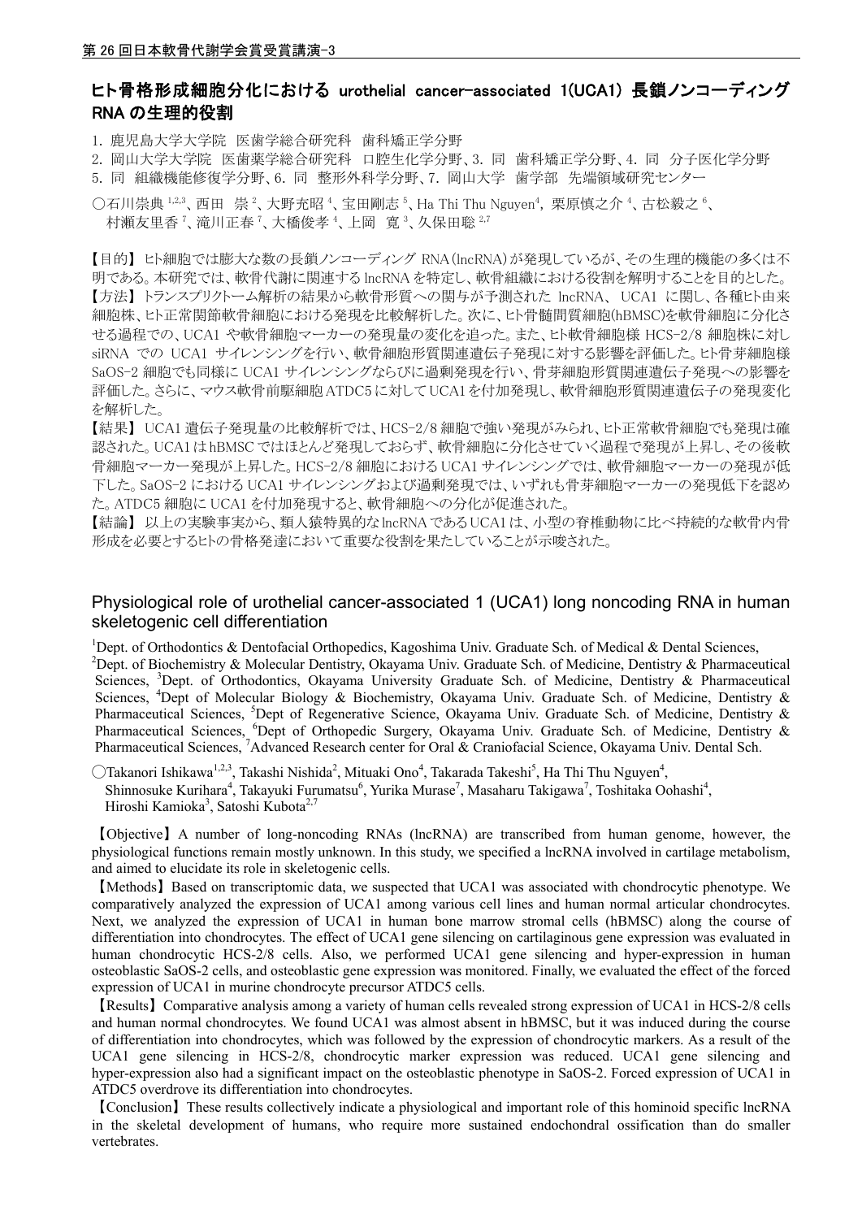## ヒト骨格形成細胞分化における urothelial cancer-associated 1(UCA1) 長鎖ノンコーディング RNA の生理的役割

1. 鹿児島大学大学院 医歯学総合研究科 歯科矯正学分野
2. 岡山大学大学院 医歯薬学総合研究科 口腔生化学分野、3. 同 歯科矯正学分野、4. 同 分子医化学分野
5. 同 組織機能修復学分野、6. 同 整形外科学分野、7. 岡山大学 歯学部 先端領域研究センター

○石川崇典[1,2,3]、西田 崇[2]、大野充昭[4]、宝田剛志[5]、Ha Thi Thu Nguyen[4]、栗原慎之介[4]、古松毅之[6]、村瀬友里香[7]、滝川正春[7]、大橋俊孝[4]、上岡 寛[3]、久保田聡[2,7]

【目的】ヒト細胞では膨大な数の長鎖ノンコーディング RNA(lncRNA)が発現しているが、その生理的機能の多くは不明である。本研究では、軟骨代謝に関連する lncRNA を特定し、軟骨組織における役割を解明することを目的とした。

【方法】トランスプリクトーム解析の結果から軟骨形質への関与が予測された lncRNA、UCA1 に関し、各種ヒト由来細胞株、ヒト正常関節軟骨細胞における発現を比較解析した。次に、ヒト骨髄間質細胞(hBMSC)を軟骨細胞に分化させる過程での、UCA1 や軟骨細胞マーカーの発現量の変化を追った。また、ヒト軟骨細胞様 HCS-2/8 細胞株に対し siRNA での UCA1 サイレンシングを行い、軟骨細胞形質関連遺伝子発現に対する影響を評価した。ヒト骨芽細胞様 SaOS-2 細胞でも同様に UCA1 サイレンシングならびに過剰発現を行い、骨芽細胞形質関連遺伝子発現への影響を評価した。さらに、マウス軟骨前駆細胞 ATDC5 に対して UCA1 を付加発現し、軟骨細胞形質関連遺伝子の発現変化を解析した。

【結果】UCA1 遺伝子発現量の比較解析では、HCS-2/8 細胞で強い発現がみられ、ヒト正常軟骨細胞でも発現は確認された。UCA1 は hBMSC ではほとんど発現しておらず、軟骨細胞に分化させていく過程で発現が上昇し、その後軟骨細胞マーカー発現が上昇した。HCS-2/8 細胞における UCA1 サイレンシングでは、軟骨細胞マーカーの発現が低下した。SaOS-2 における UCA1 サイレンシングおよび過剰発現では、いずれも骨芽細胞マーカーの発現低下を認めた。ATDC5 細胞に UCA1 を付加発現すると、軟骨細胞への分化が促進された。

【結論】以上の実験事実から、類人猿特異的な lncRNA である UCA1 は、小型の脊椎動物に比べ持続的な軟骨内骨形成を必要とするヒトの骨格発達において重要な役割を果たしていることが示唆された。

## Physiological role of urothelial cancer-associated 1 (UCA1) long noncoding RNA in human skeletogenic cell differentiation

[1]Dept. of Orthodontics & Dentofacial Orthopedics, Kagoshima Univ. Graduate Sch. of Medical & Dental Sciences, [2]Dept. of Biochemistry & Molecular Dentistry, Okayama Univ. Graduate Sch. of Medicine, Dentistry & Pharmaceutical Sciences, [3]Dept. of Orthodontics, Okayama University Graduate Sch. of Medicine, Dentistry & Pharmaceutical Sciences, [4]Dept of Molecular Biology & Biochemistry, Okayama Univ. Graduate Sch. of Medicine, Dentistry & Pharmaceutical Sciences, [5]Dept of Regenerative Science, Okayama Univ. Graduate Sch. of Medicine, Dentistry & Pharmaceutical Sciences, [6]Dept of Orthopedic Surgery, Okayama Univ. Graduate Sch. of Medicine, Dentistry & Pharmaceutical Sciences, [7]Advanced Research center for Oral & Craniofacial Science, Okayama Univ. Dental Sch.

◯Takanori Ishikawa[1,2,3], Takashi Nishida[2], Mituaki Ono[4], Takarada Takeshi[5], Ha Thi Thu Nguyen[4], Shinnosuke Kurihara[4], Takayuki Furumatsu[6], Yurika Murase[7], Masaharu Takigawa[7], Toshitaka Oohashi[4], Hiroshi Kamioka[3], Satoshi Kubota[2,7]

【Objective】A number of long-noncoding RNAs (lncRNA) are transcribed from human genome, however, the physiological functions remain mostly unknown. In this study, we specified a lncRNA involved in cartilage metabolism, and aimed to elucidate its role in skeletogenic cells.

【Methods】Based on transcriptomic data, we suspected that UCA1 was associated with chondrocytic phenotype. We comparatively analyzed the expression of UCA1 among various cell lines and human normal articular chondrocytes. Next, we analyzed the expression of UCA1 in human bone marrow stromal cells (hBMSC) along the course of differentiation into chondrocytes. The effect of UCA1 gene silencing on cartilaginous gene expression was evaluated in human chondrocytic HCS-2/8 cells. Also, we performed UCA1 gene silencing and hyper-expression in human osteoblastic SaOS-2 cells, and osteoblastic gene expression was monitored. Finally, we evaluated the effect of the forced expression of UCA1 in murine chondrocyte precursor ATDC5 cells.

【Results】Comparative analysis among a variety of human cells revealed strong expression of UCA1 in HCS-2/8 cells and human normal chondrocytes. We found UCA1 was almost absent in hBMSC, but it was induced during the course of differentiation into chondrocytes, which was followed by the expression of chondrocytic markers. As a result of the UCA1 gene silencing in HCS-2/8, chondrocytic marker expression was reduced. UCA1 gene silencing and hyper-expression also had a significant impact on the osteoblastic phenotype in SaOS-2. Forced expression of UCA1 in ATDC5 overdrove its differentiation into chondrocytes.

【Conclusion】These results collectively indicate a physiological and important role of this hominoid specific lncRNA in the skeletal development of humans, who require more sustained endochondral ossification than do smaller vertebrates.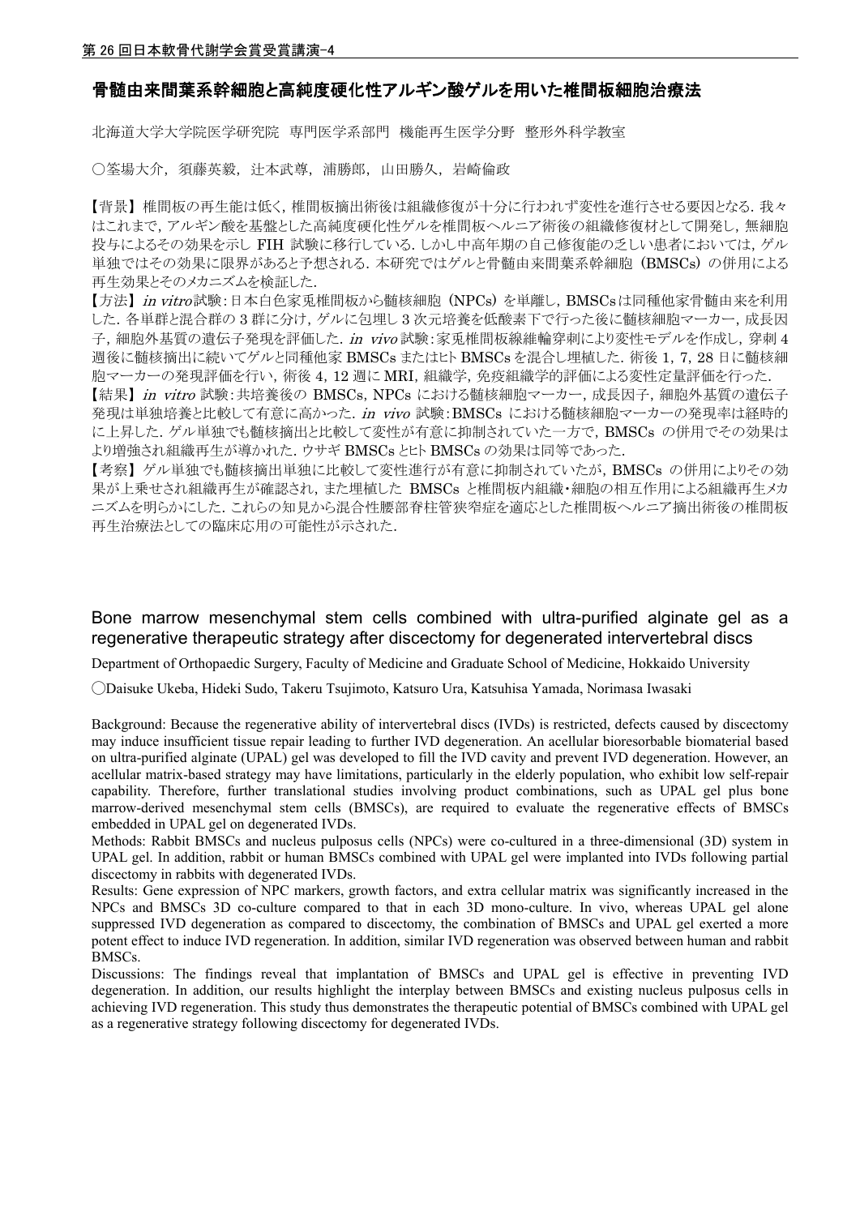第 26 回日本軟骨代謝学会賞受賞講演-4

## 骨髄由来間葉系幹細胞と高純度硬化性アルギン酸ゲルを用いた椎間板細胞治療法

北海道大学大学院医学研究院　専門医学系部門　機能再生医学分野　整形外科学教室

○筌場大介，須藤英毅，辻本武尊，浦勝郎，山田勝久，岩崎倫政

【背景】椎間板の再生能は低く，椎間板摘出術後は組織修復が十分に行われず変性を進行させる要因となる．我々はこれまで，アルギン酸を基盤とした高純度硬化性ゲルを椎間板ヘルニア術後の組織修復材として開発し，無細胞投与によるその効果を示し FIH 試験に移行している．しかし中高年期の自己修復能の乏しい患者においては，ゲル単独ではその効果に限界があると予想される．本研究ではゲルと骨髄由来間葉系幹細胞（BMSCs）の併用による再生効果とそのメカニズムを検証した．

【方法】*in vitro* 試験：日本白色家兎椎間板から髄核細胞（NPCs）を単離し，BMSCs は同種他家骨髄由来を利用した．各単群と混合群の 3 群に分け，ゲルに包埋し 3 次元培養を低酸素下で行った後に髄核細胞マーカー，成長因子，細胞外基質の遺伝子発現を評価した．*in vivo* 試験：家兎椎間板線維輪穿刺により変性モデルを作成し，穿刺 4 週後に髄核摘出に続いてゲルと同種他家 BMSCs またはヒト BMSCs を混合し埋植した．術後 1，7，28 日に髄核細胞マーカーの発現評価を行い，術後 4，12 週に MRI，組織学，免疫組織学的評価による変性定量評価を行った．

【結果】*in vitro* 試験：共培養後の BMSCs，NPCs における髄核細胞マーカー，成長因子，細胞外基質の遺伝子発現は単独培養と比較して有意に高かった．*in vivo* 試験：BMSCs における髄核細胞マーカーの発現率は経時的に上昇した．ゲル単独でも髄核摘出と比較して変性が有意に抑制されていた一方で，BMSCs の併用でその効果はより増強され組織再生が導かれた．ウサギ BMSCs とヒト BMSCs の効果は同等であった．

【考察】ゲル単独でも髄核摘出単独に比較して変性進行が有意に抑制されていたが，BMSCs の併用によりその効果が上乗せされ組織再生が確認され，また埋植した BMSCs と椎間板内組織・細胞の相互作用による組織再生メカニズムを明らかにした．これらの知見から混合性腰部脊柱管狭窄症を適応とした椎間板ヘルニア摘出術後の椎間板再生治療法としての臨床応用の可能性が示された．

## Bone marrow mesenchymal stem cells combined with ultra-purified alginate gel as a regenerative therapeutic strategy after discectomy for degenerated intervertebral discs

Department of Orthopaedic Surgery, Faculty of Medicine and Graduate School of Medicine, Hokkaido University

◯Daisuke Ukeba, Hideki Sudo, Takeru Tsujimoto, Katsuro Ura, Katsuhisa Yamada, Norimasa Iwasaki

Background: Because the regenerative ability of intervertebral discs (IVDs) is restricted, defects caused by discectomy may induce insufficient tissue repair leading to further IVD degeneration. An acellular bioresorbable biomaterial based on ultra-purified alginate (UPAL) gel was developed to fill the IVD cavity and prevent IVD degeneration. However, an acellular matrix-based strategy may have limitations, particularly in the elderly population, who exhibit low self-repair capability. Therefore, further translational studies involving product combinations, such as UPAL gel plus bone marrow-derived mesenchymal stem cells (BMSCs), are required to evaluate the regenerative effects of BMSCs embedded in UPAL gel on degenerated IVDs.

Methods: Rabbit BMSCs and nucleus pulposus cells (NPCs) were co-cultured in a three-dimensional (3D) system in UPAL gel. In addition, rabbit or human BMSCs combined with UPAL gel were implanted into IVDs following partial discectomy in rabbits with degenerated IVDs.

Results: Gene expression of NPC markers, growth factors, and extra cellular matrix was significantly increased in the NPCs and BMSCs 3D co-culture compared to that in each 3D mono-culture. In vivo, whereas UPAL gel alone suppressed IVD degeneration as compared to discectomy, the combination of BMSCs and UPAL gel exerted a more potent effect to induce IVD regeneration. In addition, similar IVD regeneration was observed between human and rabbit BMSCs.

Discussions: The findings reveal that implantation of BMSCs and UPAL gel is effective in preventing IVD degeneration. In addition, our results highlight the interplay between BMSCs and existing nucleus pulposus cells in achieving IVD regeneration. This study thus demonstrates the therapeutic potential of BMSCs combined with UPAL gel as a regenerative strategy following discectomy for degenerated IVDs.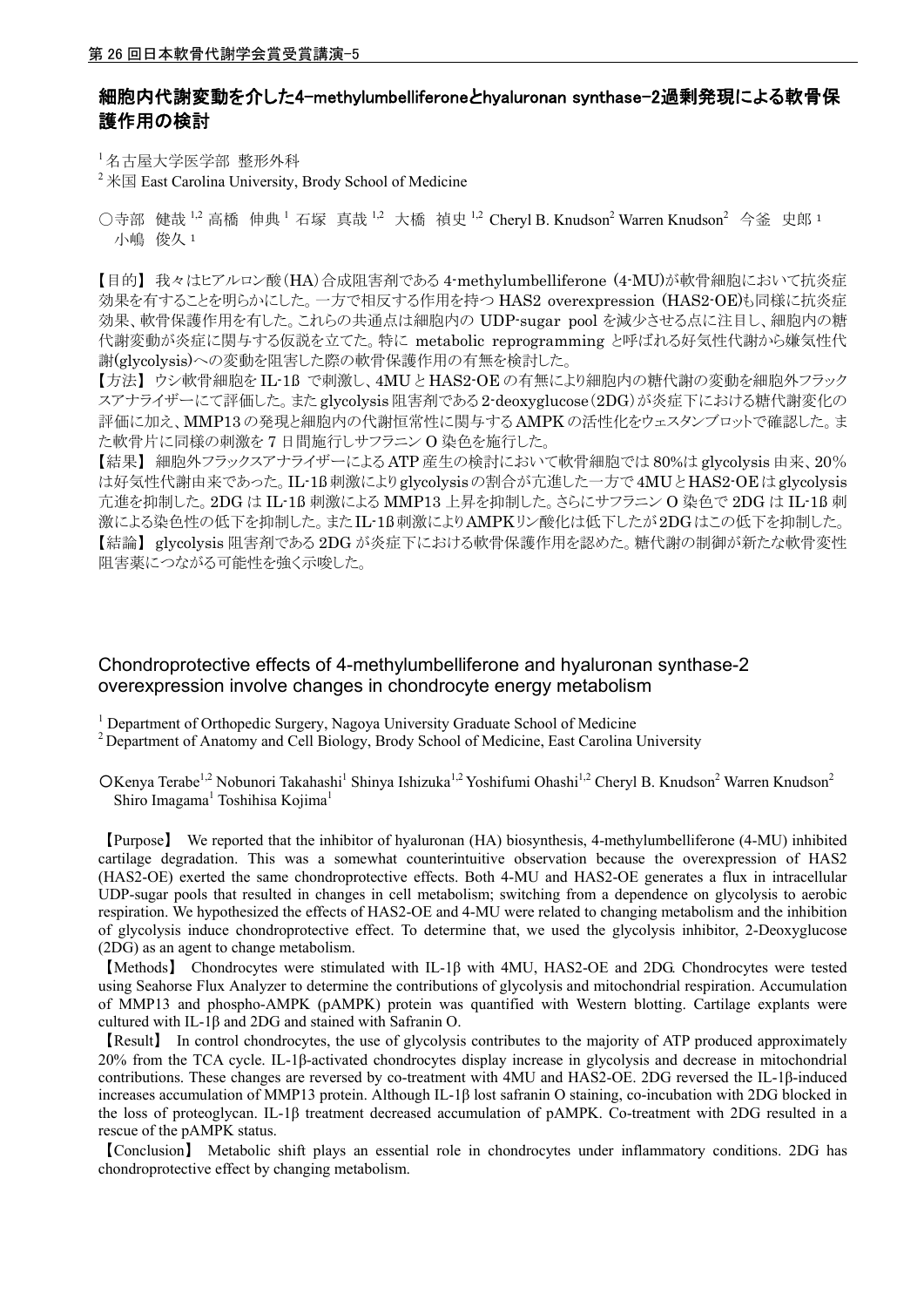第 26 回日本軟骨代謝学会賞受賞講演-5

## 細胞内代謝変動を介した4-methylumbelliferoneとhyaluronan synthase-2過剰発現による軟骨保護作用の検討

[1] 名古屋大学医学部 整形外科
[2] 米国 East Carolina University, Brody School of Medicine

○寺部 健哉 [1,2] 高橋 伸典 [1] 石塚 真哉 [1,2] 大橋 禎史 [1,2] Cheryl B. Knudson[2] Warren Knudson[2] 今釜 史郎 [1] 小嶋 俊久 [1]

【目的】 我々はヒアルロン酸(HA)合成阻害剤である 4-methylumbelliferone (4-MU)が軟骨細胞において抗炎症効果を有することを明らかにした。一方で相反する作用を持つ HAS2 overexpression (HAS2-OE)も同様に抗炎症効果、軟骨保護作用を有した。これらの共通点は細胞内の UDP-sugar pool を減少させる点に注目し、細胞内の糖代謝変動が炎症に関与する仮説を立てた。特に metabolic reprogramming と呼ばれる好気性代謝から嫌気性代謝(glycolysis)への変動を阻害した際の軟骨保護作用の有無を検討した。

【方法】 ウシ軟骨細胞を IL-1ß で刺激し、4MU と HAS2-OE の有無により細胞内の糖代謝の変動を細胞外フラックスアナライザーにて評価した。また glycolysis 阻害剤である 2-deoxyglucose(2DG)が炎症下における糖代謝変化の評価に加え、MMP13 の発現と細胞内の代謝恒常性に関与する AMPK の活性化をウェスタンブロットで確認した。また軟骨片に同様の刺激を 7 日間施行しサフラニン O 染色を施行した。

【結果】 細胞外フラックスアナライザーによる ATP 産生の検討において軟骨細胞では 80%は glycolysis 由来、20%は好気性代謝由来であった。IL-1ß 刺激により glycolysis の割合が亢進した一方で 4MU と HAS2-OE は glycolysis 亢進を抑制した。2DG は IL-1ß 刺激による MMP13 上昇を抑制した。さらにサフラニン O 染色で 2DG は IL-1ß 刺激による染色性の低下を抑制した。また IL-1ß 刺激により AMPK リン酸化は低下したが 2DG はこの低下を抑制した。

【結論】 glycolysis 阻害剤である 2DG が炎症下における軟骨保護作用を認めた。糖代謝の制御が新たな軟骨変性阻害薬につながる可能性を強く示唆した。

## Chondroprotective effects of 4-methylumbelliferone and hyaluronan synthase-2 overexpression involve changes in chondrocyte energy metabolism

[1] Department of Orthopedic Surgery, Nagoya University Graduate School of Medicine
[2] Department of Anatomy and Cell Biology, Brody School of Medicine, East Carolina University

○Kenya Terabe[1,2] Nobunori Takahashi[1] Shinya Ishizuka[1,2] Yoshifumi Ohashi[1,2] Cheryl B. Knudson[2] Warren Knudson[2] Shiro Imagama[1] Toshihisa Kojima[1]

【Purpose】 We reported that the inhibitor of hyaluronan (HA) biosynthesis, 4-methylumbelliferone (4-MU) inhibited cartilage degradation. This was a somewhat counterintuitive observation because the overexpression of HAS2 (HAS2-OE) exerted the same chondroprotective effects. Both 4-MU and HAS2-OE generates a flux in intracellular UDP-sugar pools that resulted in changes in cell metabolism; switching from a dependence on glycolysis to aerobic respiration. We hypothesized the effects of HAS2-OE and 4-MU were related to changing metabolism and the inhibition of glycolysis induce chondroprotective effect. To determine that, we used the glycolysis inhibitor, 2-Deoxyglucose (2DG) as an agent to change metabolism.

【Methods】 Chondrocytes were stimulated with IL-1β with 4MU, HAS2-OE and 2DG. Chondrocytes were tested using Seahorse Flux Analyzer to determine the contributions of glycolysis and mitochondrial respiration. Accumulation of MMP13 and phospho-AMPK (pAMPK) protein was quantified with Western blotting. Cartilage explants were cultured with IL-1β and 2DG and stained with Safranin O.

【Result】 In control chondrocytes, the use of glycolysis contributes to the majority of ATP produced approximately 20% from the TCA cycle. IL-1β-activated chondrocytes display increase in glycolysis and decrease in mitochondrial contributions. These changes are reversed by co-treatment with 4MU and HAS2-OE. 2DG reversed the IL-1β-induced increases accumulation of MMP13 protein. Although IL-1β lost safranin O staining, co-incubation with 2DG blocked in the loss of proteoglycan. IL-1β treatment decreased accumulation of pAMPK. Co-treatment with 2DG resulted in a rescue of the pAMPK status.

【Conclusion】 Metabolic shift plays an essential role in chondrocytes under inflammatory conditions. 2DG has chondroprotective effect by changing metabolism.